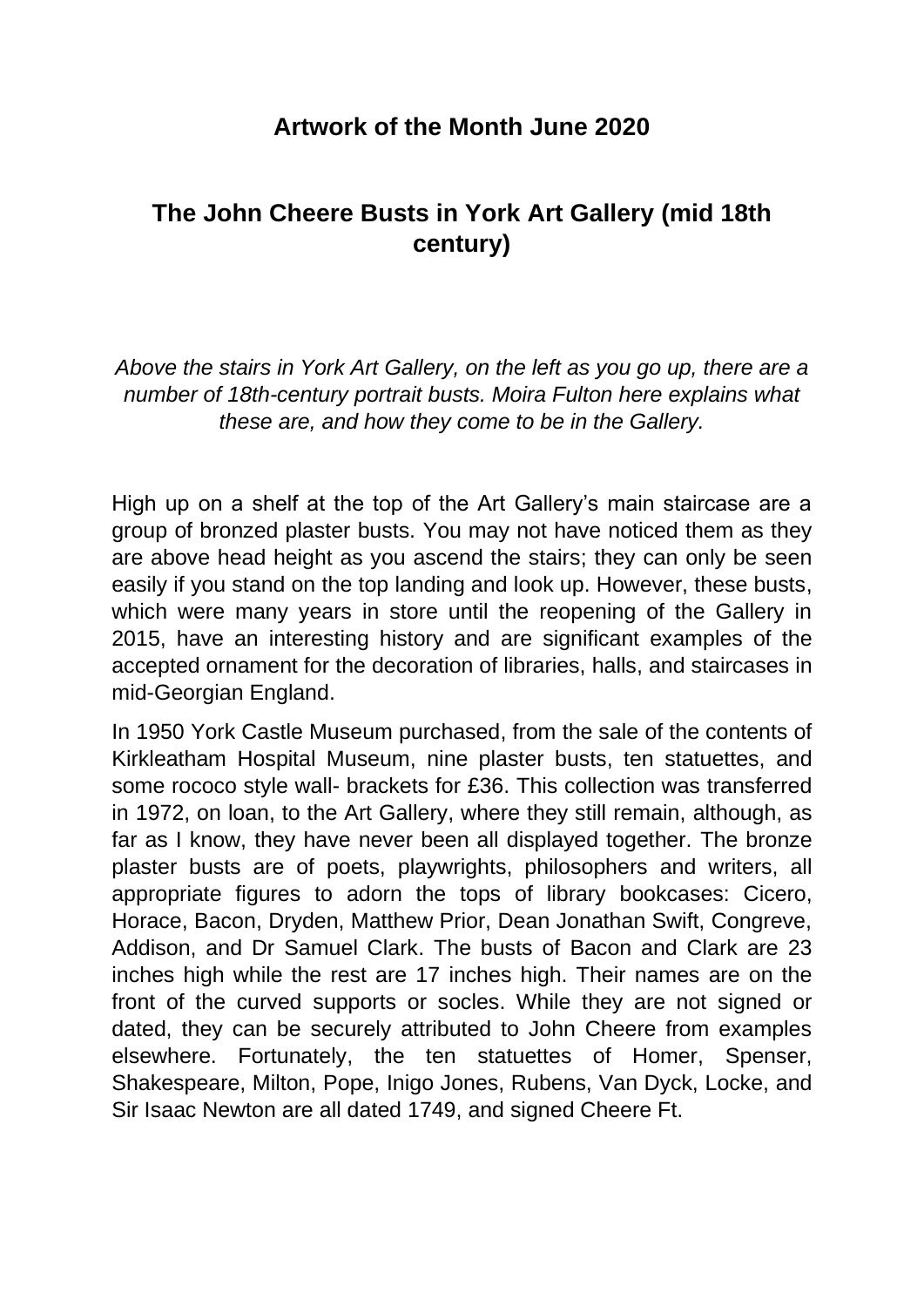## Artwork of the Month June 2020

# The John Cheere Busts in York Art Gallery (mid 18th century)

*Above the stairs in York Art Gallery, on the left as you go up, there are a number of 18th-century portrait busts. Moira Fulton here explains what these are, and how they come to be in the Gallery.*

High up on a shelf at the top of the Art Gallery's main staircase are a group of bronzed plaster busts. You may not have noticed them as they are above head height as you ascend the stairs; they can only be seen easily if you stand on the top landing and look up. However, these busts, which were many years in store until the reopening of the Gallery in 2015, have an interesting history and are significant examples of the accepted ornament for the decoration of libraries, halls, and staircases in mid-Georgian England.

In 1950 York Castle Museum purchased, from the sale of the contents of Kirkleatham Hospital Museum, nine plaster busts, ten statuettes, and some rococo style wall- brackets for £36. This collection was transferred in 1972, on loan, to the Art Gallery, where they still remain, although, as far as I know, they have never been all displayed together. The bronze plaster busts are of poets, playwrights, philosophers and writers, all appropriate figures to adorn the tops of library bookcases: Cicero, Horace, Bacon, Dryden, Matthew Prior, Dean Jonathan Swift, Congreve, Addison, and Dr Samuel Clark. The busts of Bacon and Clark are 23 inches high while the rest are 17 inches high. Their names are on the front of the curved supports or socles. While they are not signed or dated, they can be securely attributed to John Cheere from examples elsewhere. Fortunately, the ten statuettes of Homer, Spenser, Shakespeare, Milton, Pope, Inigo Jones, Rubens, Van Dyck, Locke, and Sir Isaac Newton are all dated 1749, and signed Cheere Ft.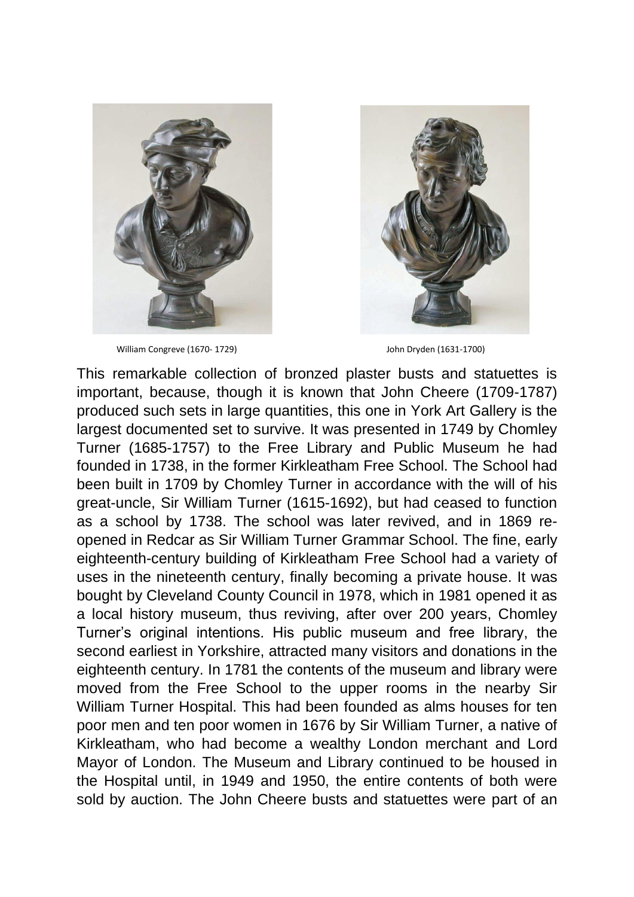William Congreve (1670- 1729)

John Dryden (1631-1700)

This remarkable collection of bronzed plaster busts and statuettes is important, because, though it is known that John Cheere (1709-1787) produced such sets in large quantities, this one in York Art Gallery is the largest documented set to survive. It was presented in 1749 by Chomley Turner (1685-1757) to the Free Library and Public Museum he had founded in 1738, in the former Kirkleatham Free School. The School had been built in 1709 by Chomley Turner in accordance with the will of his great-uncle, Sir William Turner (1615-1692), but had ceased to function as a school by 1738. The school was later revived, and in 1869 re-opened in Redcar as Sir William Turner Grammar School. The fine, early eighteenth-century building of Kirkleatham Free School had a variety of uses in the nineteenth century, finally becoming a private house. It was bought by Cleveland County Council in 1978, which in 1981 opened it as a local history museum, thus reviving, after over 200 years, Chomley Turner's original intentions. His public museum and free library, the second earliest in Yorkshire, attracted many visitors and donations in the eighteenth century. In 1781 the contents of the museum and library were moved from the Free School to the upper rooms in the nearby Sir William Turner Hospital. This had been founded as alms houses for ten poor men and ten poor women in 1676 by Sir William Turner, a native of Kirkleatham, who had become a wealthy London merchant and Lord Mayor of London. The Museum and Library continued to be housed in the Hospital until, in 1949 and 1950, the entire contents of both were sold by auction. The John Cheere busts and statuettes were part of an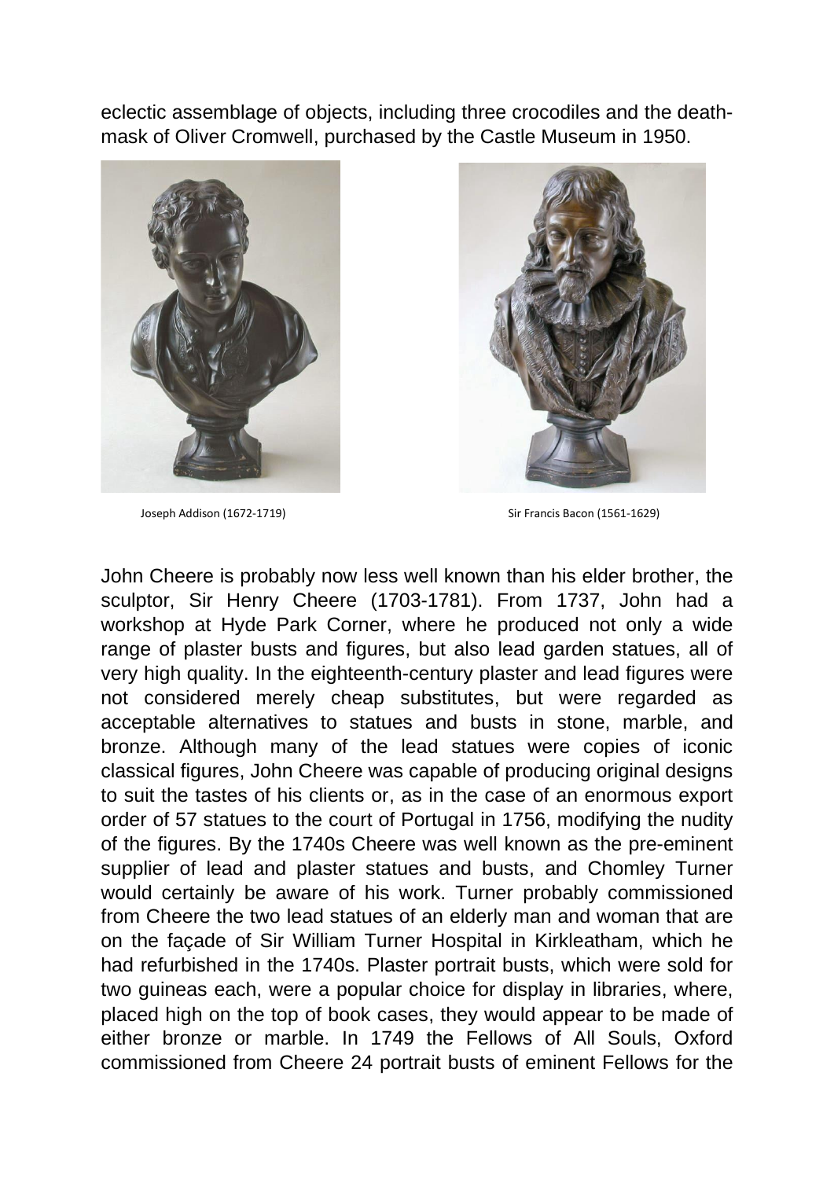eclectic assemblage of objects, including three crocodiles and the death-mask of Oliver Cromwell, purchased by the Castle Museum in 1950.

Joseph Addison (1672-1719)

Sir Francis Bacon (1561-1629)

John Cheere is probably now less well known than his elder brother, the sculptor, Sir Henry Cheere (1703-1781). From 1737, John had a workshop at Hyde Park Corner, where he produced not only a wide range of plaster busts and figures, but also lead garden statues, all of very high quality. In the eighteenth-century plaster and lead figures were not considered merely cheap substitutes, but were regarded as acceptable alternatives to statues and busts in stone, marble, and bronze. Although many of the lead statues were copies of iconic classical figures, John Cheere was capable of producing original designs to suit the tastes of his clients or, as in the case of an enormous export order of 57 statues to the court of Portugal in 1756, modifying the nudity of the figures. By the 1740s Cheere was well known as the pre-eminent supplier of lead and plaster statues and busts, and Chomley Turner would certainly be aware of his work. Turner probably commissioned from Cheere the two lead statues of an elderly man and woman that are on the façade of Sir William Turner Hospital in Kirkleatham, which he had refurbished in the 1740s. Plaster portrait busts, which were sold for two guineas each, were a popular choice for display in libraries, where, placed high on the top of book cases, they would appear to be made of either bronze or marble. In 1749 the Fellows of All Souls, Oxford commissioned from Cheere 24 portrait busts of eminent Fellows for the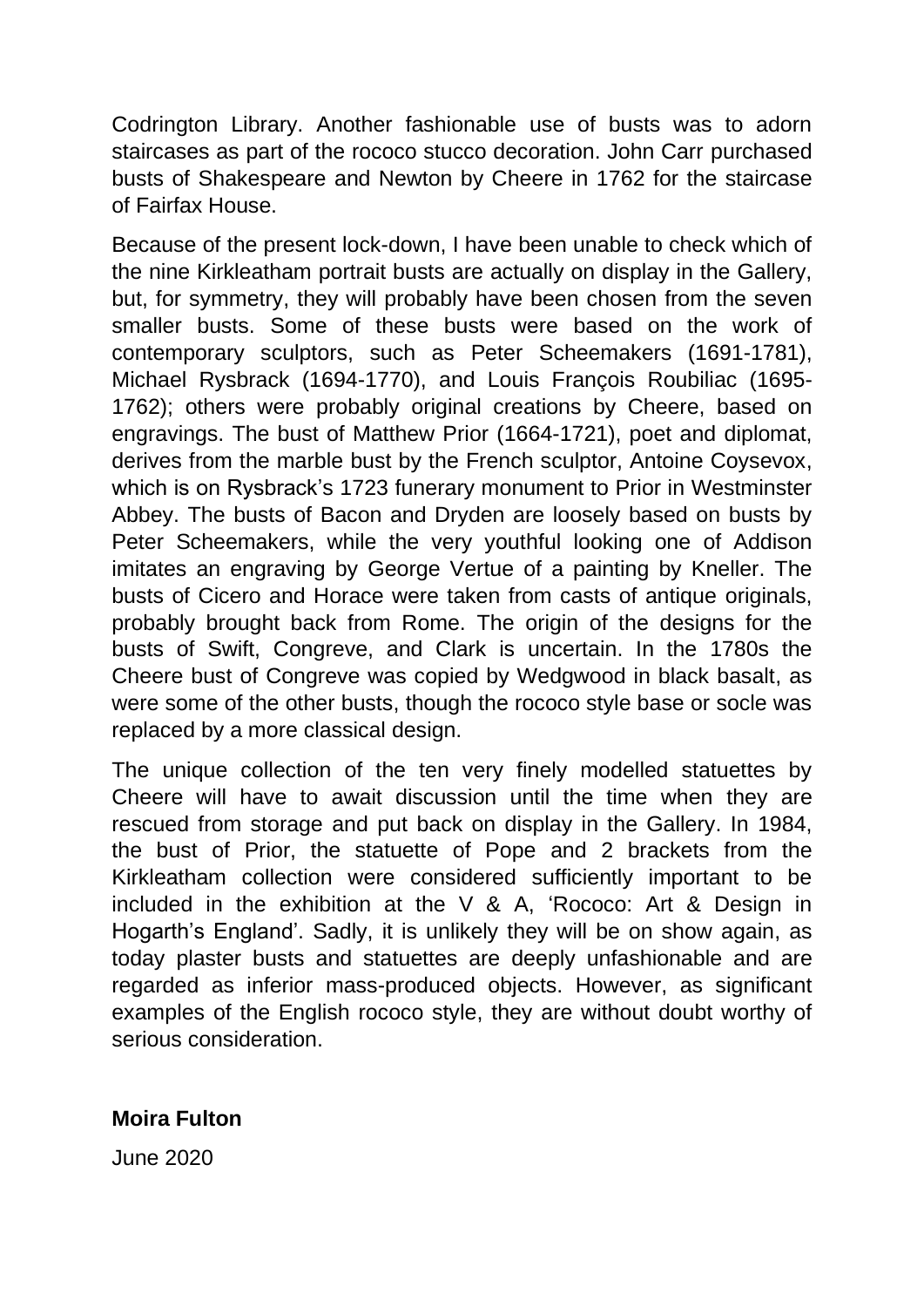Codrington Library. Another fashionable use of busts was to adorn staircases as part of the rococo stucco decoration. John Carr purchased busts of Shakespeare and Newton by Cheere in 1762 for the staircase of Fairfax House.

Because of the present lock-down, I have been unable to check which of the nine Kirkleatham portrait busts are actually on display in the Gallery, but, for symmetry, they will probably have been chosen from the seven smaller busts. Some of these busts were based on the work of contemporary sculptors, such as Peter Scheemakers (1691-1781), Michael Rysbrack (1694-1770), and Louis François Roubiliac (1695-1762); others were probably original creations by Cheere, based on engravings. The bust of Matthew Prior (1664-1721), poet and diplomat, derives from the marble bust by the French sculptor, Antoine Coysevox, which is on Rysbrack's 1723 funerary monument to Prior in Westminster Abbey. The busts of Bacon and Dryden are loosely based on busts by Peter Scheemakers, while the very youthful looking one of Addison imitates an engraving by George Vertue of a painting by Kneller. The busts of Cicero and Horace were taken from casts of antique originals, probably brought back from Rome. The origin of the designs for the busts of Swift, Congreve, and Clark is uncertain. In the 1780s the Cheere bust of Congreve was copied by Wedgwood in black basalt, as were some of the other busts, though the rococo style base or socle was replaced by a more classical design.

The unique collection of the ten very finely modelled statuettes by Cheere will have to await discussion until the time when they are rescued from storage and put back on display in the Gallery. In 1984, the bust of Prior, the statuette of Pope and 2 brackets from the Kirkleatham collection were considered sufficiently important to be included in the exhibition at the V & A, 'Rococo: Art & Design in Hogarth's England'. Sadly, it is unlikely they will be on show again, as today plaster busts and statuettes are deeply unfashionable and are regarded as inferior mass-produced objects. However, as significant examples of the English rococo style, they are without doubt worthy of serious consideration.

**Moira Fulton**

June 2020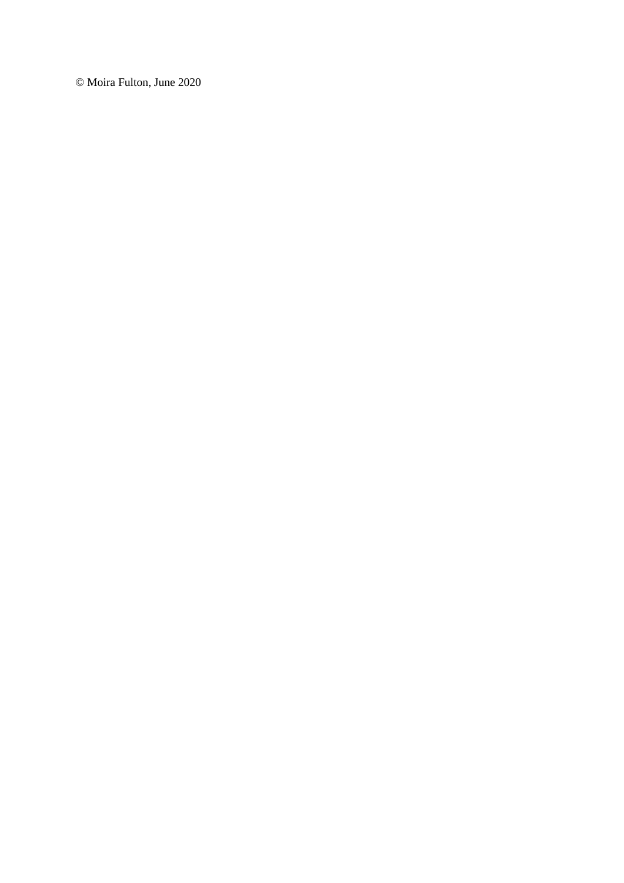© Moira Fulton, June 2020